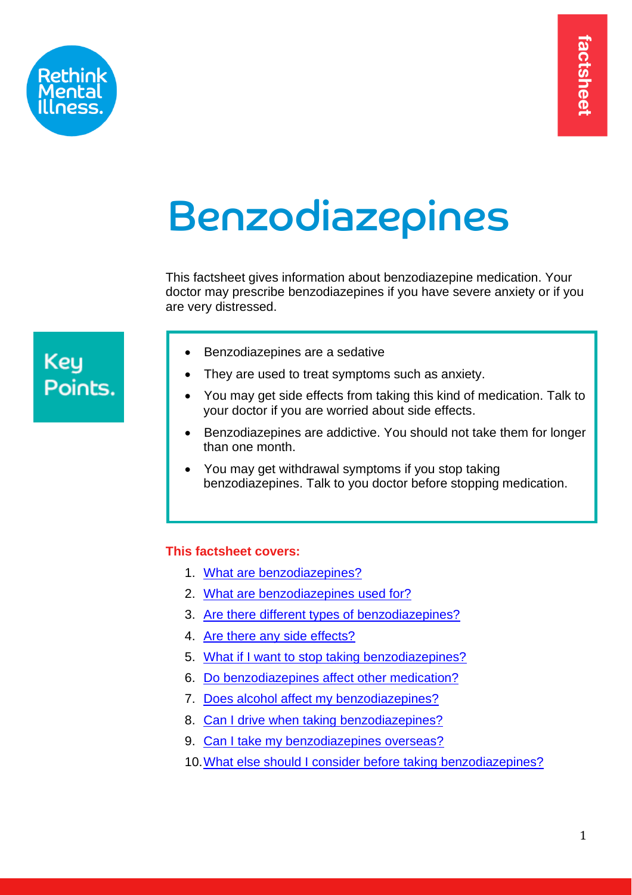Rethink Mental Illness.

factsheet

# Benzodiazepines

This factsheet gives information about benzodiazepine medication. Your doctor may prescribe benzodiazepines if you have severe anxiety or if you are very distressed.

## Key Points.

- Benzodiazepines are a sedative
- They are used to treat symptoms such as anxiety.
- You may get side effects from taking this kind of medication. Talk to your doctor if you are worried about side effects.
- Benzodiazepines are addictive. You should not take them for longer than one month.
- You may get withdrawal symptoms if you stop taking benzodiazepines. Talk to you doctor before stopping medication.

**This factsheet covers:**

1. What are benzodiazepines?
2. What are benzodiazepines used for?
3. Are there different types of benzodiazepines?
4. Are there any side effects?
5. What if I want to stop taking benzodiazepines?
6. Do benzodiazepines affect other medication?
7. Does alcohol affect my benzodiazepines?
8. Can I drive when taking benzodiazepines?
9. Can I take my benzodiazepines overseas?
10. What else should I consider before taking benzodiazepines?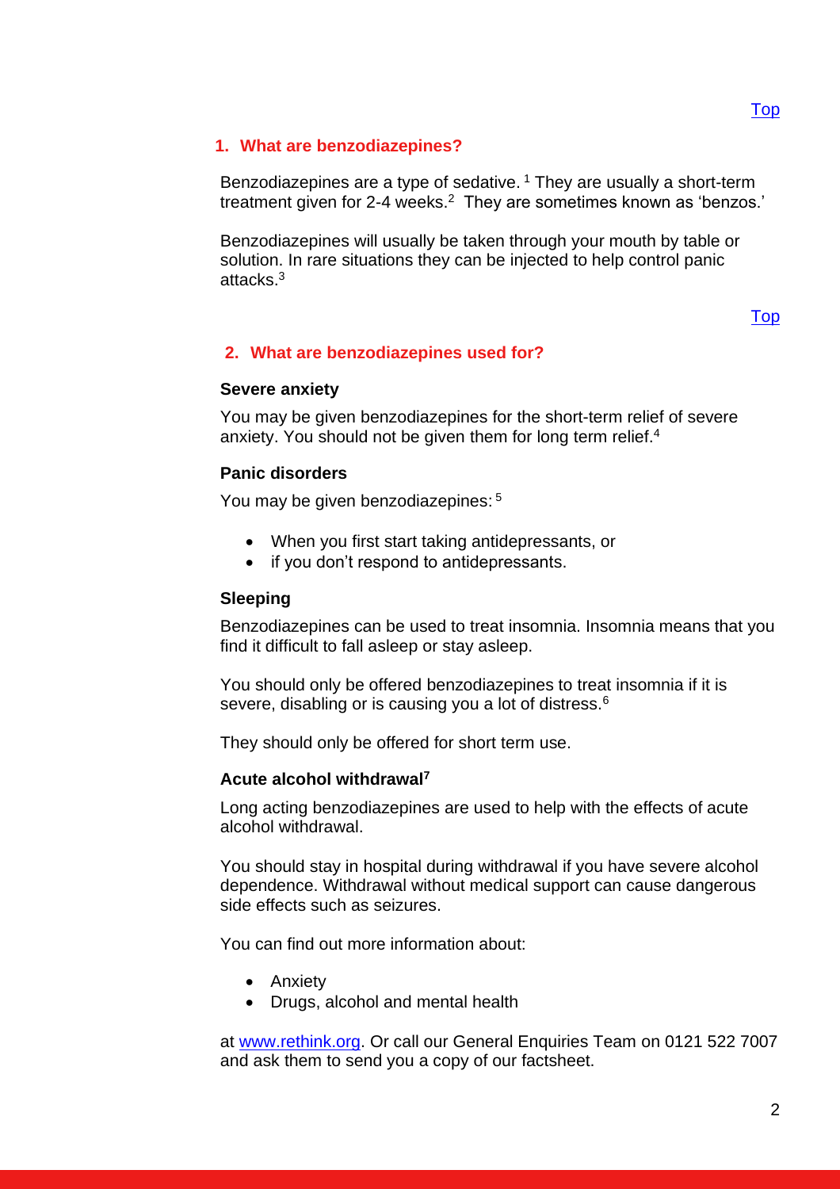## 1. What are benzodiazepines?

Benzodiazepines are a type of sedative.[1] They are usually a short-term treatment given for 2-4 weeks.[2] They are sometimes known as 'benzos.'

Benzodiazepines will usually be taken through your mouth by table or solution. In rare situations they can be injected to help control panic attacks.[3]

## 2. What are benzodiazepines used for?

**Severe anxiety**

You may be given benzodiazepines for the short-term relief of severe anxiety. You should not be given them for long term relief.[4]

**Panic disorders**

You may be given benzodiazepines:[5]

- When you first start taking antidepressants, or
- if you don't respond to antidepressants.

**Sleeping**

Benzodiazepines can be used to treat insomnia. Insomnia means that you find it difficult to fall asleep or stay asleep.

You should only be offered benzodiazepines to treat insomnia if it is severe, disabling or is causing you a lot of distress.[6]

They should only be offered for short term use.

**Acute alcohol withdrawal[7]**

Long acting benzodiazepines are used to help with the effects of acute alcohol withdrawal.

You should stay in hospital during withdrawal if you have severe alcohol dependence. Withdrawal without medical support can cause dangerous side effects such as seizures.

You can find out more information about:

- Anxiety
- Drugs, alcohol and mental health

at www.rethink.org. Or call our General Enquiries Team on 0121 522 7007 and ask them to send you a copy of our factsheet.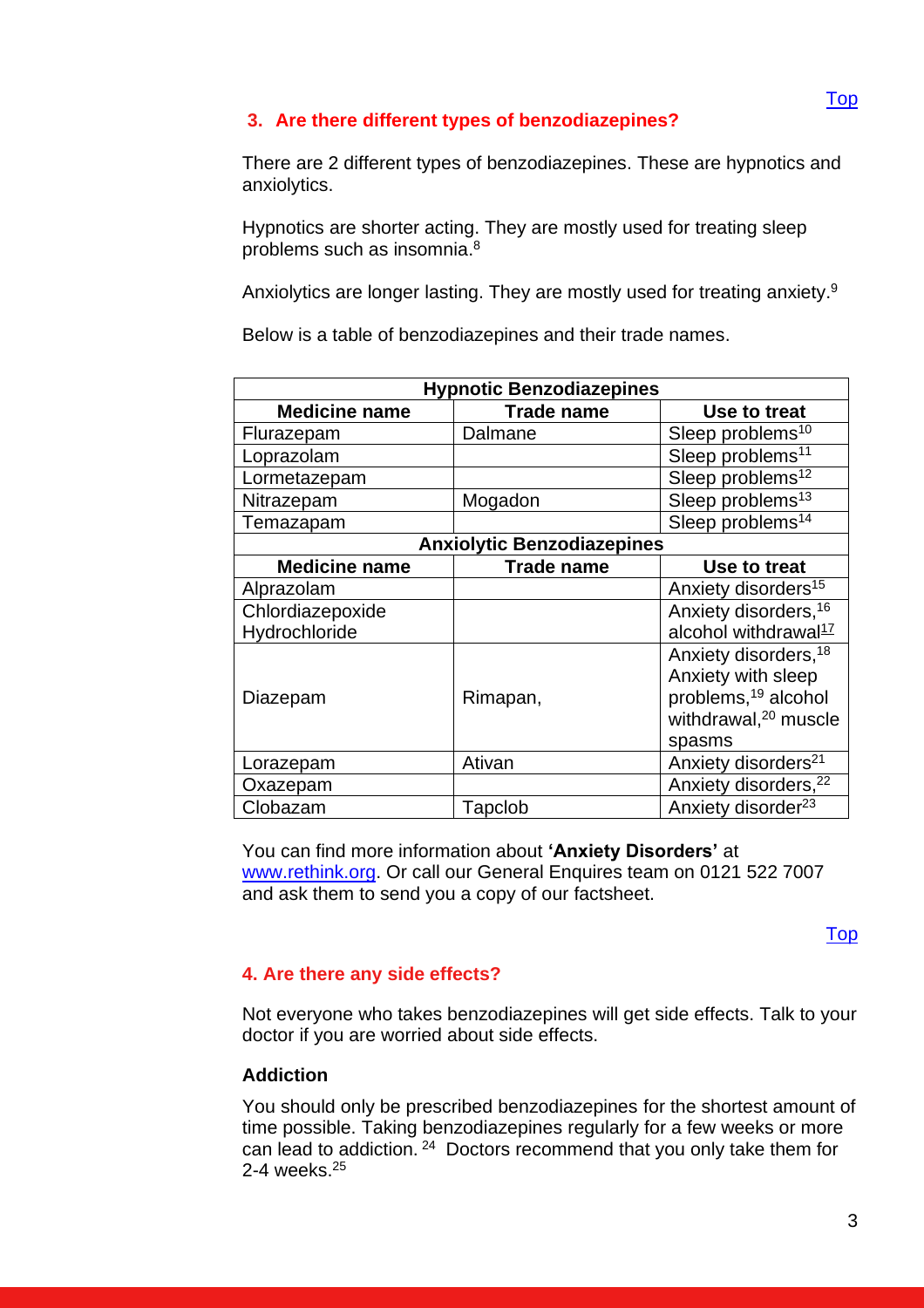### 3. Are there different types of benzodiazepines?

There are 2 different types of benzodiazepines. These are hypnotics and anxiolytics.

Hypnotics are shorter acting. They are mostly used for treating sleep problems such as insomnia.[8]

Anxiolytics are longer lasting. They are mostly used for treating anxiety.[9]

Below is a table of benzodiazepines and their trade names.

| Hypnotic Benzodiazepines | | |
|---|---|---|
| **Medicine name** | **Trade name** | **Use to treat** |
| Flurazepam | Dalmane | Sleep problems[10] |
| Loprazolam | | Sleep problems[11] |
| Lormetazepam | | Sleep problems[12] |
| Nitrazepam | Mogadon | Sleep problems[13] |
| Temazapam | | Sleep problems[14] |
| **Anxiolytic Benzodiazepines** | | |
| **Medicine name** | **Trade name** | **Use to treat** |
| Alprazolam | | Anxiety disorders[15] |
| Chlordiazepoxide Hydrochloride | | Anxiety disorders,[16] alcohol withdrawal[17] |
| Diazepam | Rimapan, | Anxiety disorders,[18] Anxiety with sleep problems,[19] alcohol withdrawal,[20] muscle spasms |
| Lorazepam | Ativan | Anxiety disorders[21] |
| Oxazepam | | Anxiety disorders,[22] |
| Clobazam | Tapclob | Anxiety disorder[23] |

You can find more information about **'Anxiety Disorders'** at www.rethink.org. Or call our General Enquires team on 0121 522 7007 and ask them to send you a copy of our factsheet.

### 4. Are there any side effects?

Not everyone who takes benzodiazepines will get side effects. Talk to your doctor if you are worried about side effects.

**Addiction**

You should only be prescribed benzodiazepines for the shortest amount of time possible. Taking benzodiazepines regularly for a few weeks or more can lead to addiction.[24] Doctors recommend that you only take them for 2-4 weeks.[25]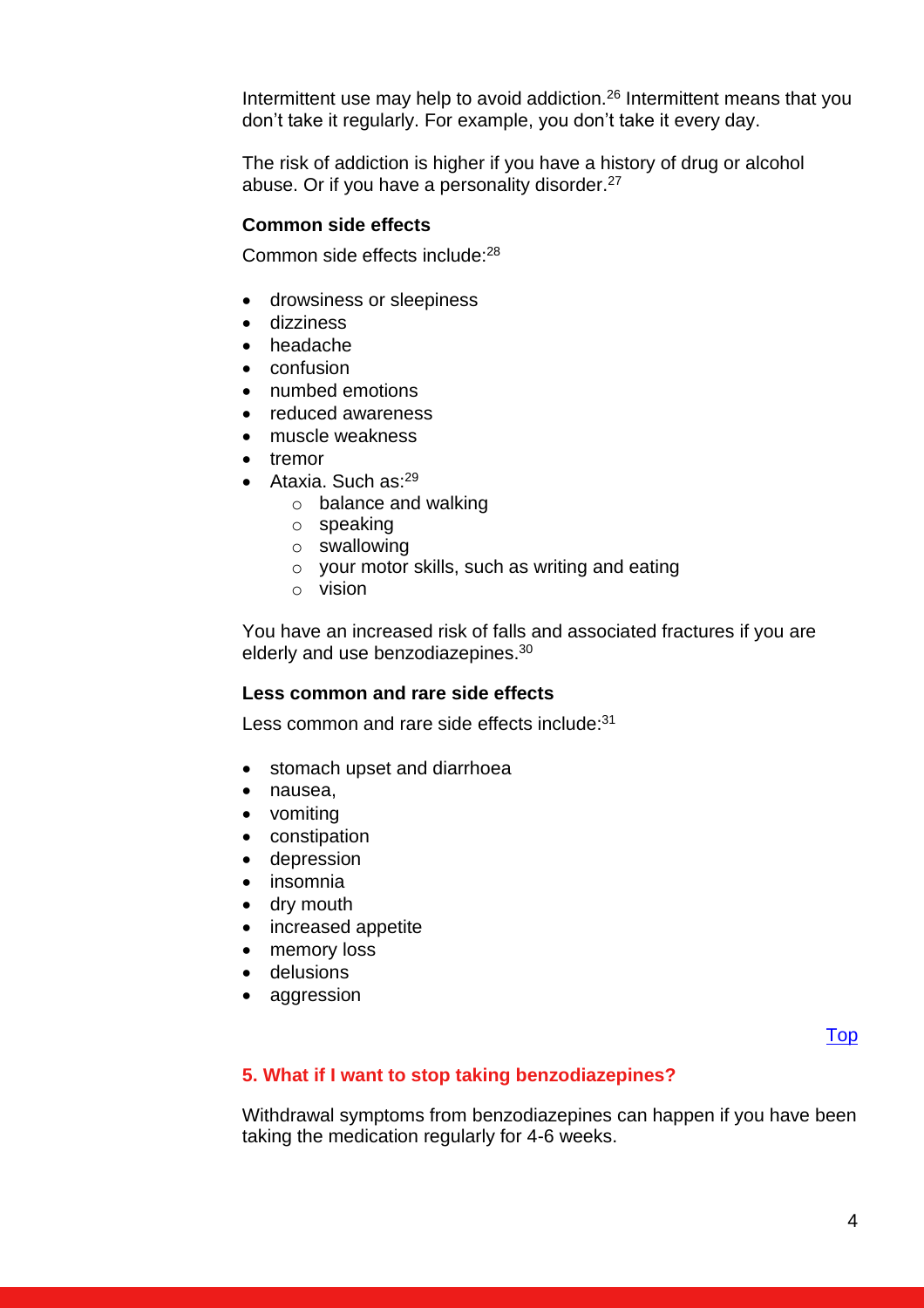Intermittent use may help to avoid addiction.[26] Intermittent means that you don't take it regularly. For example, you don't take it every day.

The risk of addiction is higher if you have a history of drug or alcohol abuse. Or if you have a personality disorder.[27]

#### Common side effects

Common side effects include:[28]

- drowsiness or sleepiness
- dizziness
- headache
- confusion
- numbed emotions
- reduced awareness
- muscle weakness
- tremor
- Ataxia. Such as:[29]
  - balance and walking
  - speaking
  - swallowing
  - your motor skills, such as writing and eating
  - vision

You have an increased risk of falls and associated fractures if you are elderly and use benzodiazepines.[30]

#### Less common and rare side effects

Less common and rare side effects include:[31]

- stomach upset and diarrhoea
- nausea,
- vomiting
- constipation
- depression
- insomnia
- dry mouth
- increased appetite
- memory loss
- delusions
- aggression

Top

### 5. What if I want to stop taking benzodiazepines?

Withdrawal symptoms from benzodiazepines can happen if you have been taking the medication regularly for 4-6 weeks.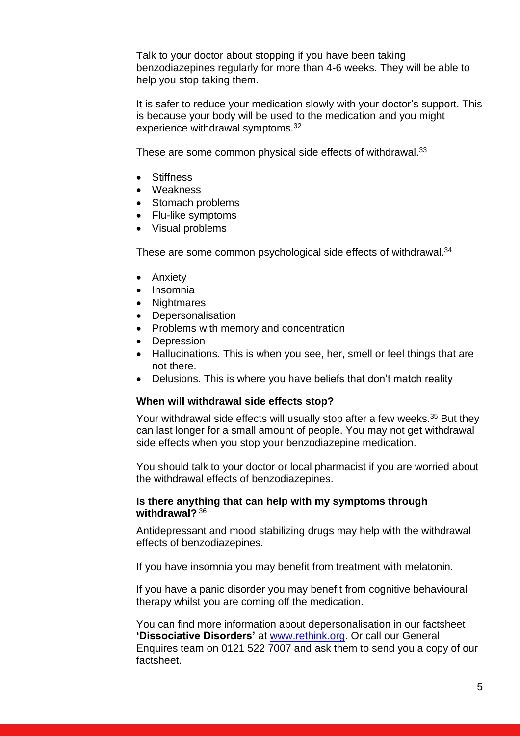Talk to your doctor about stopping if you have been taking benzodiazepines regularly for more than 4-6 weeks. They will be able to help you stop taking them.

It is safer to reduce your medication slowly with your doctor's support. This is because your body will be used to the medication and you might experience withdrawal symptoms.[32]

These are some common physical side effects of withdrawal.[33]

- Stiffness
- Weakness
- Stomach problems
- Flu-like symptoms
- Visual problems

These are some common psychological side effects of withdrawal.[34]

- Anxiety
- Insomnia
- Nightmares
- Depersonalisation
- Problems with memory and concentration
- Depression
- Hallucinations. This is when you see, her, smell or feel things that are not there.
- Delusions. This is where you have beliefs that don't match reality

**When will withdrawal side effects stop?**

Your withdrawal side effects will usually stop after a few weeks.[35] But they can last longer for a small amount of people. You may not get withdrawal side effects when you stop your benzodiazepine medication.

You should talk to your doctor or local pharmacist if you are worried about the withdrawal effects of benzodiazepines.

**Is there anything that can help with my symptoms through withdrawal?**[36]

Antidepressant and mood stabilizing drugs may help with the withdrawal effects of benzodiazepines.

If you have insomnia you may benefit from treatment with melatonin.

If you have a panic disorder you may benefit from cognitive behavioural therapy whilst you are coming off the medication.

You can find more information about depersonalisation in our factsheet **'Dissociative Disorders'** at www.rethink.org. Or call our General Enquires team on 0121 522 7007 and ask them to send you a copy of our factsheet.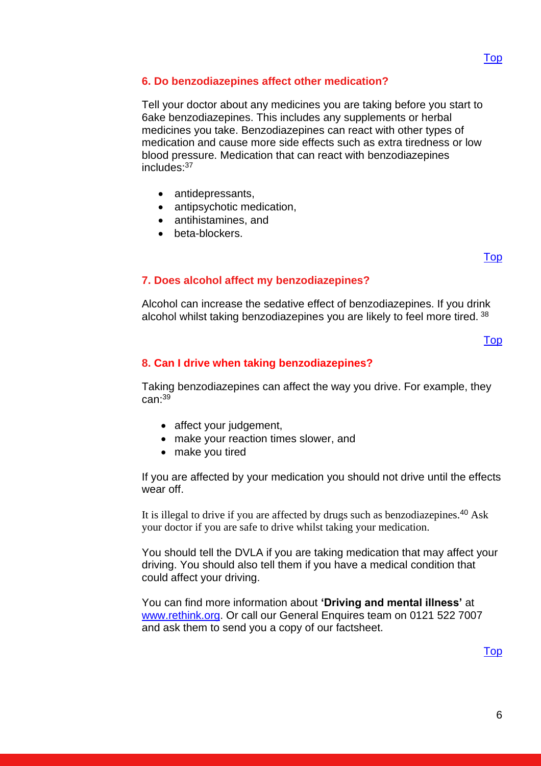[Top]()

## 6. Do benzodiazepines affect other medication?

Tell your doctor about any medicines you are taking before you start to 6ake benzodiazepines. This includes any supplements or herbal medicines you take. Benzodiazepines can react with other types of medication and cause more side effects such as extra tiredness or low blood pressure. Medication that can react with benzodiazepines includes:[37]

- antidepressants,
- antipsychotic medication,
- antihistamines, and
- beta-blockers.

[Top]()

## 7. Does alcohol affect my benzodiazepines?

Alcohol can increase the sedative effect of benzodiazepines. If you drink alcohol whilst taking benzodiazepines you are likely to feel more tired. [38]

[Top]()

## 8. Can I drive when taking benzodiazepines?

Taking benzodiazepines can affect the way you drive. For example, they can:[39]

- affect your judgement,
- make your reaction times slower, and
- make you tired

If you are affected by your medication you should not drive until the effects wear off.

It is illegal to drive if you are affected by drugs such as benzodiazepines.[40] Ask your doctor if you are safe to drive whilst taking your medication.

You should tell the DVLA if you are taking medication that may affect your driving. You should also tell them if you have a medical condition that could affect your driving.

You can find more information about **'Driving and mental illness'** at [www.rethink.org](www.rethink.org). Or call our General Enquires team on 0121 522 7007 and ask them to send you a copy of our factsheet.

[Top]()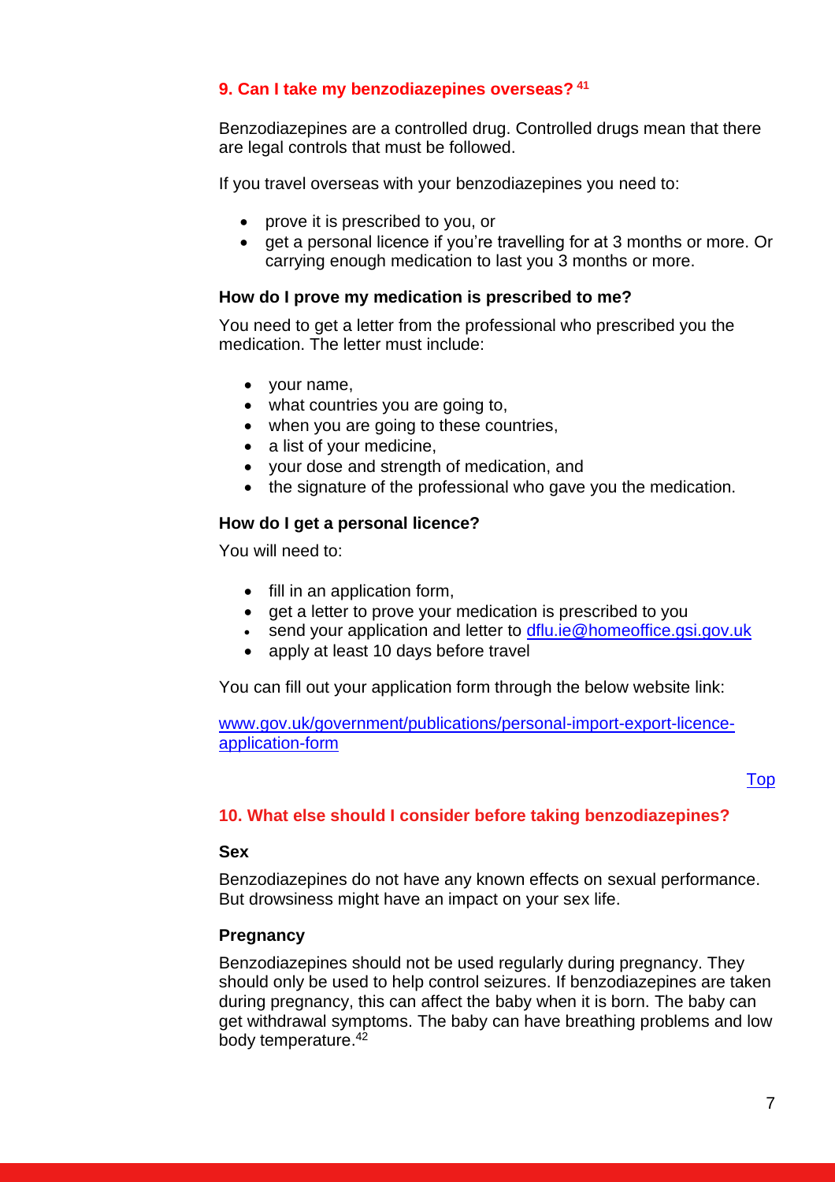## 9. Can I take my benzodiazepines overseas? [41]

Benzodiazepines are a controlled drug. Controlled drugs mean that there are legal controls that must be followed.

If you travel overseas with your benzodiazepines you need to:

- prove it is prescribed to you, or
- get a personal licence if you're travelling for at 3 months or more. Or carrying enough medication to last you 3 months or more.

### How do I prove my medication is prescribed to me?

You need to get a letter from the professional who prescribed you the medication. The letter must include:

- your name,
- what countries you are going to,
- when you are going to these countries,
- a list of your medicine,
- your dose and strength of medication, and
- the signature of the professional who gave you the medication.

### How do I get a personal licence?

You will need to:

- fill in an application form,
- get a letter to prove your medication is prescribed to you
- send your application and letter to [dflu.ie@homeoffice.gsi.gov.uk](mailto:dflu.ie@homeoffice.gsi.gov.uk)
- apply at least 10 days before travel

You can fill out your application form through the below website link:

[www.gov.uk/government/publications/personal-import-export-licence-application-form](http://www.gov.uk/government/publications/personal-import-export-licence-application-form)

Top

## 10. What else should I consider before taking benzodiazepines?

### Sex

Benzodiazepines do not have any known effects on sexual performance. But drowsiness might have an impact on your sex life.

### Pregnancy

Benzodiazepines should not be used regularly during pregnancy. They should only be used to help control seizures. If benzodiazepines are taken during pregnancy, this can affect the baby when it is born. The baby can get withdrawal symptoms. The baby can have breathing problems and low body temperature.[42]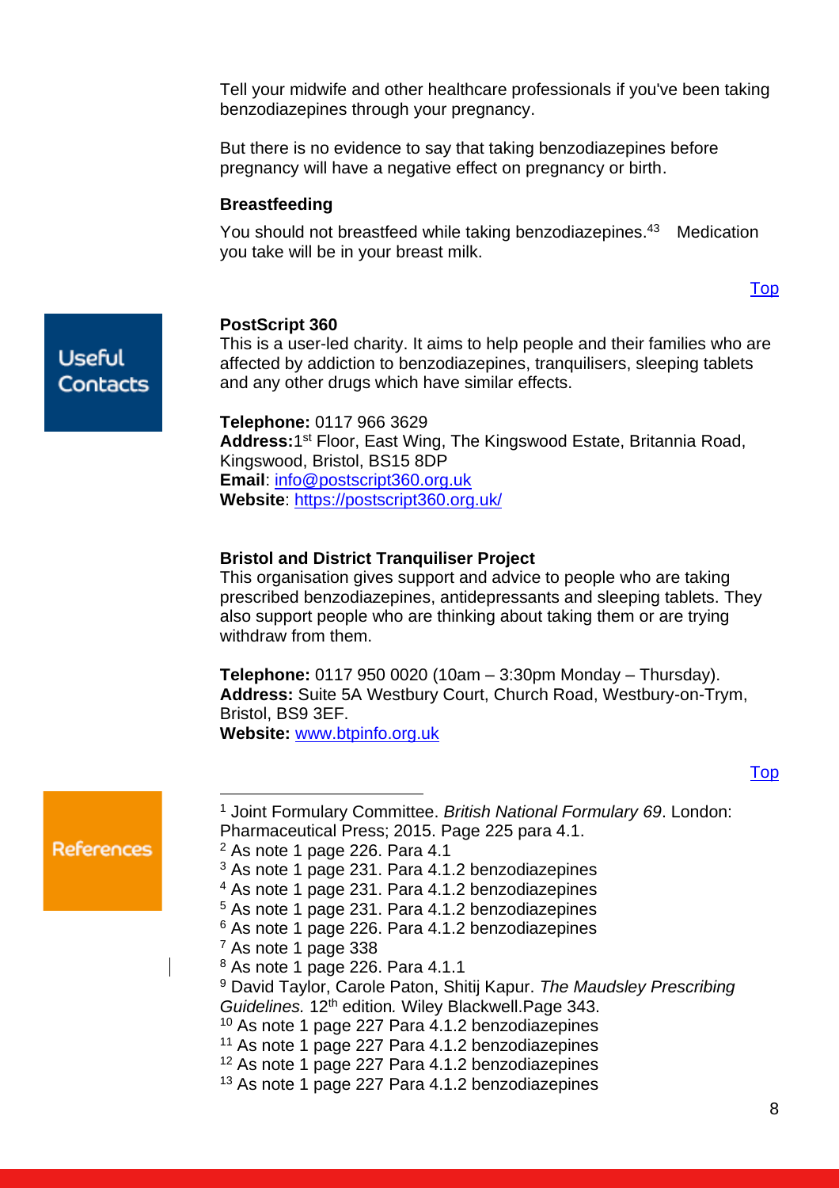Tell your midwife and other healthcare professionals if you've been taking benzodiazepines through your pregnancy.

But there is no evidence to say that taking benzodiazepines before pregnancy will have a negative effect on pregnancy or birth.

### Breastfeeding

You should not breastfeed while taking benzodiazepines.[43] Medication you take will be in your breast milk.

[Top]

## Useful Contacts

**PostScript 360**

This is a user-led charity. It aims to help people and their families who are affected by addiction to benzodiazepines, tranquilisers, sleeping tablets and any other drugs which have similar effects.

**Telephone:** 0117 966 3629
**Address:** 1st Floor, East Wing, The Kingswood Estate, Britannia Road, Kingswood, Bristol, BS15 8DP
**Email**: info@postscript360.org.uk
**Website**: https://postscript360.org.uk/

**Bristol and District Tranquiliser Project**

This organisation gives support and advice to people who are taking prescribed benzodiazepines, antidepressants and sleeping tablets. They also support people who are thinking about taking them or are trying withdraw from them.

**Telephone:** 0117 950 0020 (10am – 3:30pm Monday – Thursday).
**Address:** Suite 5A Westbury Court, Church Road, Westbury-on-Trym, Bristol, BS9 3EF.
**Website:** www.btpinfo.org.uk

[Top]

## References

[1] Joint Formulary Committee. *British National Formulary 69*. London: Pharmaceutical Press; 2015. Page 225 para 4.1.
[2] As note 1 page 226. Para 4.1
[3] As note 1 page 231. Para 4.1.2 benzodiazepines
[4] As note 1 page 231. Para 4.1.2 benzodiazepines
[5] As note 1 page 231. Para 4.1.2 benzodiazepines
[6] As note 1 page 226. Para 4.1.2 benzodiazepines
[7] As note 1 page 338
[8] As note 1 page 226. Para 4.1.1
[9] David Taylor, Carole Paton, Shitij Kapur. *The Maudsley Prescribing Guidelines.* 12th edition*.* Wiley Blackwell.Page 343.
[10] As note 1 page 227 Para 4.1.2 benzodiazepines
[11] As note 1 page 227 Para 4.1.2 benzodiazepines
[12] As note 1 page 227 Para 4.1.2 benzodiazepines
[13] As note 1 page 227 Para 4.1.2 benzodiazepines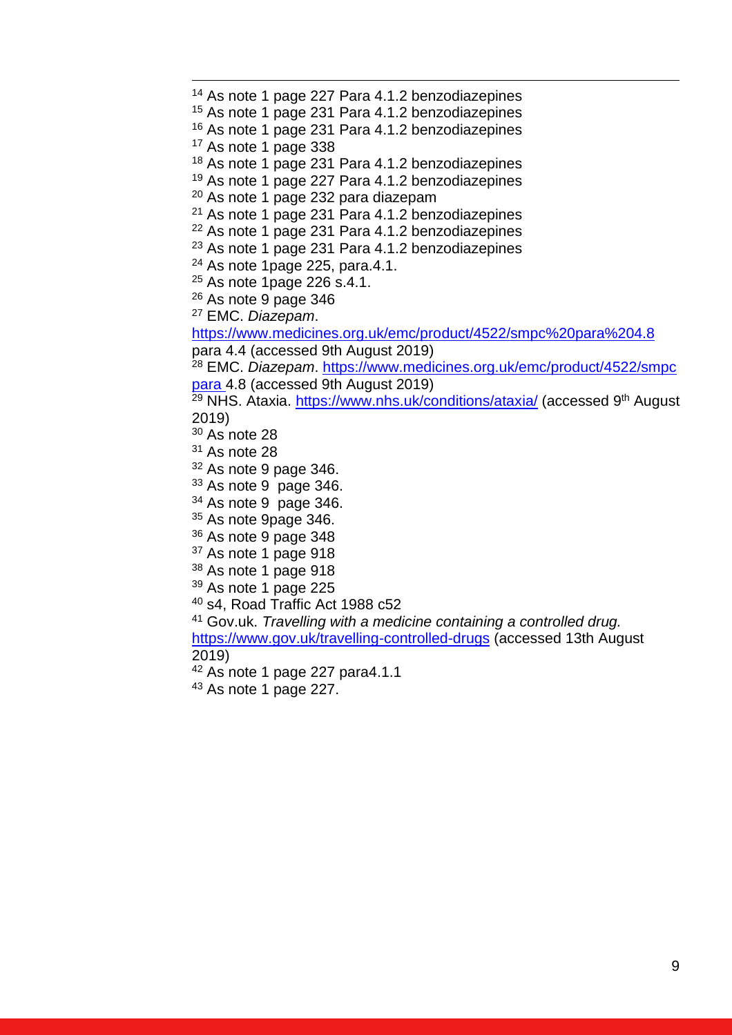[14] As note 1 page 227 Para 4.1.2 benzodiazepines
[15] As note 1 page 231 Para 4.1.2 benzodiazepines
[16] As note 1 page 231 Para 4.1.2 benzodiazepines
[17] As note 1 page 338
[18] As note 1 page 231 Para 4.1.2 benzodiazepines
[19] As note 1 page 227 Para 4.1.2 benzodiazepines
[20] As note 1 page 232 para diazepam
[21] As note 1 page 231 Para 4.1.2 benzodiazepines
[22] As note 1 page 231 Para 4.1.2 benzodiazepines
[23] As note 1 page 231 Para 4.1.2 benzodiazepines
[24] As note 1page 225, para.4.1.
[25] As note 1page 226 s.4.1.
[26] As note 9 page 346
[27] EMC. *Diazepam*. https://www.medicines.org.uk/emc/product/4522/smpc%20para%204.8 para 4.4 (accessed 9th August 2019)
[28] EMC. *Diazepam*. https://www.medicines.org.uk/emc/product/4522/smpc para 4.8 (accessed 9th August 2019)
[29] NHS. Ataxia. https://www.nhs.uk/conditions/ataxia/ (accessed 9th August 2019)
[30] As note 28
[31] As note 28
[32] As note 9 page 346.
[33] As note 9 page 346.
[34] As note 9 page 346.
[35] As note 9page 346.
[36] As note 9 page 348
[37] As note 1 page 918
[38] As note 1 page 918
[39] As note 1 page 225
[40] s4, Road Traffic Act 1988 c52
[41] Gov.uk. *Travelling with a medicine containing a controlled drug.* https://www.gov.uk/travelling-controlled-drugs (accessed 13th August 2019)
[42] As note 1 page 227 para4.1.1
[43] As note 1 page 227.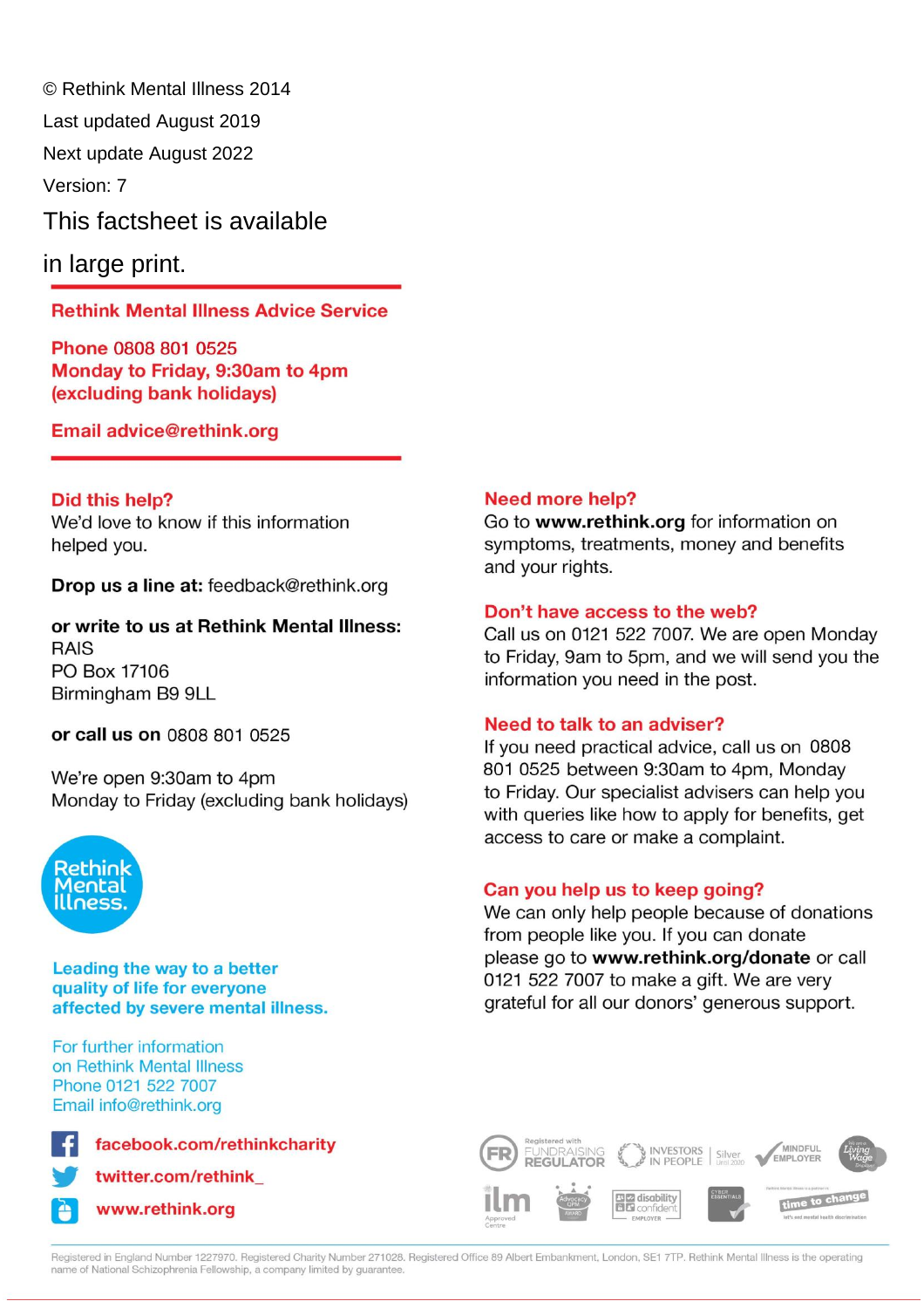© Rethink Mental Illness 2014

Last updated August 2019

Next update August 2022

Version: 7

This factsheet is available in large print.

**Rethink Mental Illness Advice Service**

**Phone 0808 801 0525**
**Monday to Friday, 9:30am to 4pm**
**(excluding bank holidays)**

**Email advice@rethink.org**

## Did this help?

We'd love to know if this information helped you.

**Drop us a line at:** feedback@rethink.org

**or write to us at Rethink Mental Illness:**
RAIS
PO Box 17106
Birmingham B9 9LL

**or call us on** 0808 801 0525

We're open 9:30am to 4pm
Monday to Friday (excluding bank holidays)

Rethink Mental Illness.

**Leading the way to a better quality of life for everyone affected by severe mental illness.**

For further information on Rethink Mental Illness
Phone 0121 522 7007
Email info@rethink.org

**facebook.com/rethinkcharity**

**twitter.com/rethink_**

**www.rethink.org**

## Need more help?

Go to **www.rethink.org** for information on symptoms, treatments, money and benefits and your rights.

## Don't have access to the web?

Call us on 0121 522 7007. We are open Monday to Friday, 9am to 5pm, and we will send you the information you need in the post.

## Need to talk to an adviser?

If you need practical advice, call us on 0808 801 0525 between 9:30am to 4pm, Monday to Friday. Our specialist advisers can help you with queries like how to apply for benefits, get access to care or make a complaint.

## Can you help us to keep going?

We can only help people because of donations from people like you. If you can donate please go to **www.rethink.org/donate** or call 0121 522 7007 to make a gift. We are very grateful for all our donors' generous support.

Registered in England Number 1227970. Registered Charity Number 271028. Registered Office 89 Albert Embankment, London, SE1 7TP. Rethink Mental Illness is the operating name of National Schizophrenia Fellowship, a company limited by guarantee.